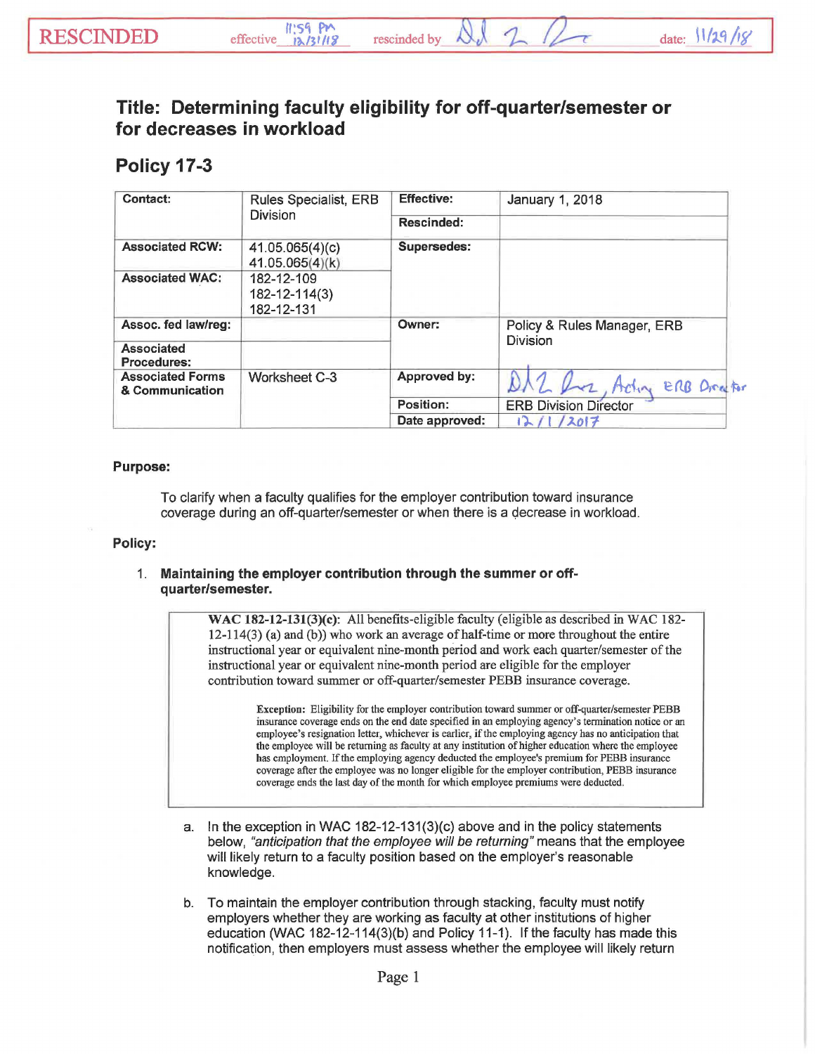RESCINDED effective 11:59 PM 12/31/18 rescinded by DJ 2 Dr date: 11/29/18

# Title: Determining faculty eligibility for off-quarter/semester or for decreases in workload

## Policy 17-3

| Contact: | Rules Specialist, ERB Division | Effective: | January 1, 2018 |
|---|---|---|---|
| | | Rescinded: | |
| Associated RCW: | 41.05.065(4)(c) 41.05.065(4)(k) | Supersedes: | |
| Associated WAC: | 182-12-109 182-12-114(3) 182-12-131 | | |
| Assoc. fed law/reg: | | Owner: | Policy & Rules Manager, ERB Division |
| Associated Procedures: | | | |
| Associated Forms & Communication | Worksheet C-3 | Approved by: | DJ 2 Dr, Acting ERB Director |
| | | Position: | ERB Division Director |
| | | Date approved: | 12/1/2017 |

**Purpose:**

To clarify when a faculty qualifies for the employer contribution toward insurance coverage during an off-quarter/semester or when there is a decrease in workload.

**Policy:**

1. **Maintaining the employer contribution through the summer or off-quarter/semester.**

> **WAC 182-12-131(3)(c):** All benefits-eligible faculty (eligible as described in WAC 182-12-114(3) (a) and (b)) who work an average of half-time or more throughout the entire instructional year or equivalent nine-month period and work each quarter/semester of the instructional year or equivalent nine-month period are eligible for the employer contribution toward summer or off-quarter/semester PEBB insurance coverage.
>
> **Exception:** Eligibility for the employer contribution toward summer or off-quarter/semester PEBB insurance coverage ends on the end date specified in an employing agency's termination notice or an employee's resignation letter, whichever is earlier, if the employing agency has no anticipation that the employee will be returning as faculty at any institution of higher education where the employee has employment. If the employing agency deducted the employee's premium for PEBB insurance coverage after the employee was no longer eligible for the employer contribution, PEBB insurance coverage ends the last day of the month for which employee premiums were deducted.

a. In the exception in WAC 182-12-131(3)(c) above and in the policy statements below, *"anticipation that the employee will be returning"* means that the employee will likely return to a faculty position based on the employer's reasonable knowledge.

b. To maintain the employer contribution through stacking, faculty must notify employers whether they are working as faculty at other institutions of higher education (WAC 182-12-114(3)(b) and Policy 11-1). If the faculty has made this notification, then employers must assess whether the employee will likely return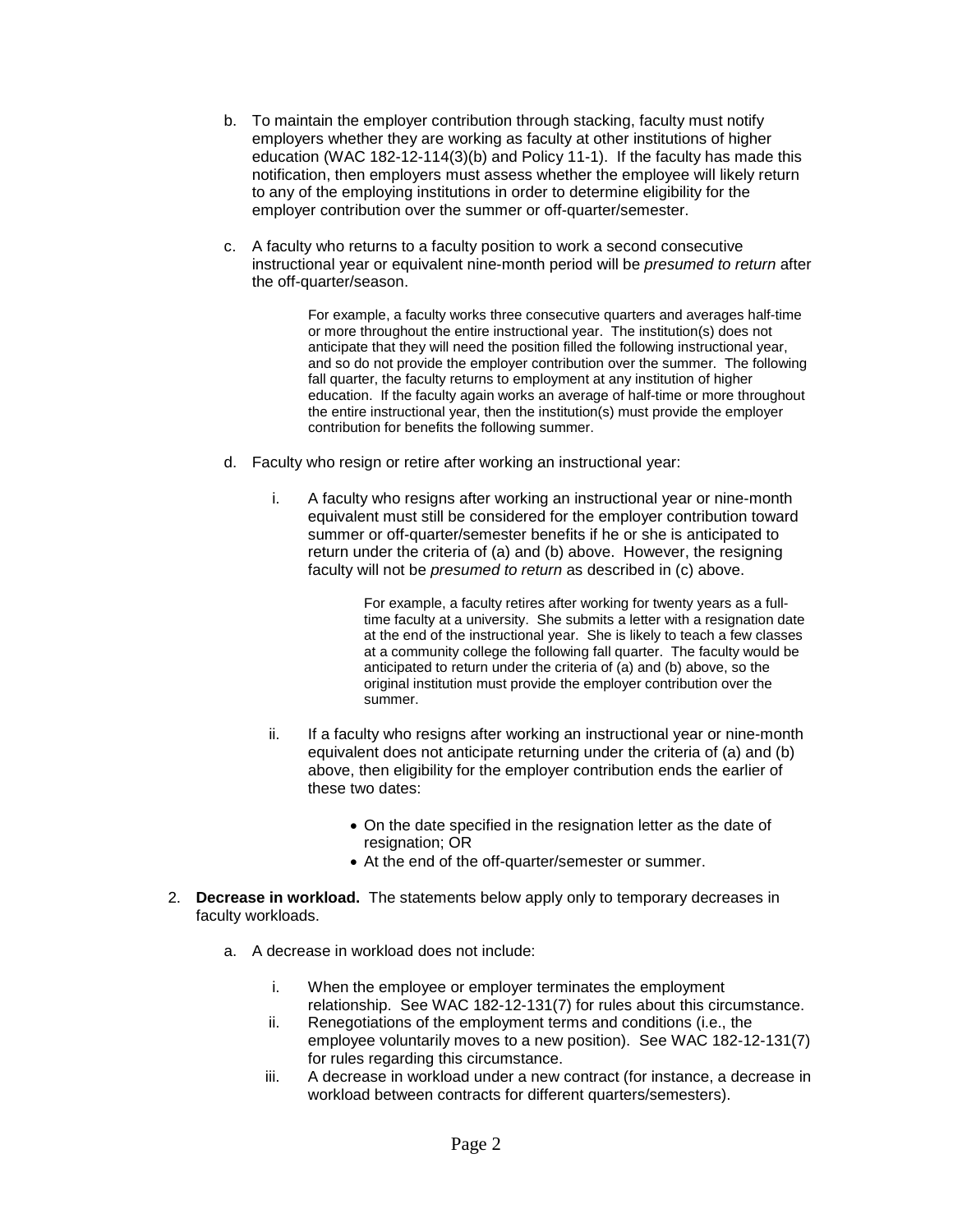b. To maintain the employer contribution through stacking, faculty must notify employers whether they are working as faculty at other institutions of higher education (WAC 182-12-114(3)(b) and Policy 11-1). If the faculty has made this notification, then employers must assess whether the employee will likely return to any of the employing institutions in order to determine eligibility for the employer contribution over the summer or off-quarter/semester.

c. A faculty who returns to a faculty position to work a second consecutive instructional year or equivalent nine-month period will be *presumed to return* after the off-quarter/season.

> For example, a faculty works three consecutive quarters and averages half-time or more throughout the entire instructional year. The institution(s) does not anticipate that they will need the position filled the following instructional year, and so do not provide the employer contribution over the summer. The following fall quarter, the faculty returns to employment at any institution of higher education. If the faculty again works an average of half-time or more throughout the entire instructional year, then the institution(s) must provide the employer contribution for benefits the following summer.

d. Faculty who resign or retire after working an instructional year:

   i. A faculty who resigns after working an instructional year or nine-month equivalent must still be considered for the employer contribution toward summer or off-quarter/semester benefits if he or she is anticipated to return under the criteria of (a) and (b) above. However, the resigning faculty will not be *presumed to return* as described in (c) above.

   > For example, a faculty retires after working for twenty years as a full-time faculty at a university. She submits a letter with a resignation date at the end of the instructional year. She is likely to teach a few classes at a community college the following fall quarter. The faculty would be anticipated to return under the criteria of (a) and (b) above, so the original institution must provide the employer contribution over the summer.

   ii. If a faculty who resigns after working an instructional year or nine-month equivalent does not anticipate returning under the criteria of (a) and (b) above, then eligibility for the employer contribution ends the earlier of these two dates:

   - On the date specified in the resignation letter as the date of resignation; OR
   - At the end of the off-quarter/semester or summer.

2. **Decrease in workload.** The statements below apply only to temporary decreases in faculty workloads.

   a. A decrease in workload does not include:

      i. When the employee or employer terminates the employment relationship. See WAC 182-12-131(7) for rules about this circumstance.

      ii. Renegotiations of the employment terms and conditions (i.e., the employee voluntarily moves to a new position). See WAC 182-12-131(7) for rules regarding this circumstance.

      iii. A decrease in workload under a new contract (for instance, a decrease in workload between contracts for different quarters/semesters).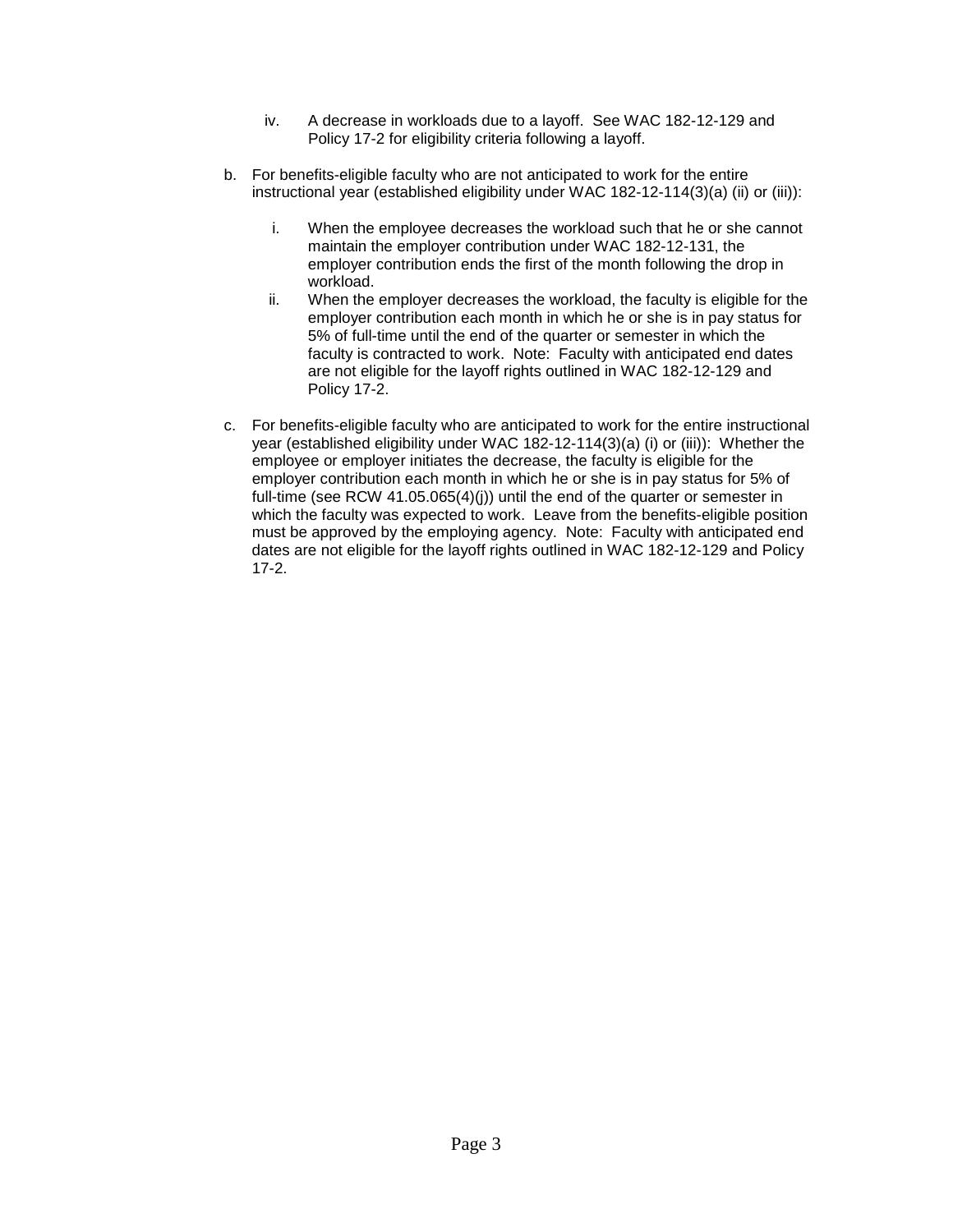iv. A decrease in workloads due to a layoff. See WAC 182-12-129 and Policy 17-2 for eligibility criteria following a layoff.

b. For benefits-eligible faculty who are not anticipated to work for the entire instructional year (established eligibility under WAC 182-12-114(3)(a) (ii) or (iii)):

   i. When the employee decreases the workload such that he or she cannot maintain the employer contribution under WAC 182-12-131, the employer contribution ends the first of the month following the drop in workload.

   ii. When the employer decreases the workload, the faculty is eligible for the employer contribution each month in which he or she is in pay status for 5% of full-time until the end of the quarter or semester in which the faculty is contracted to work. Note: Faculty with anticipated end dates are not eligible for the layoff rights outlined in WAC 182-12-129 and Policy 17-2.

c. For benefits-eligible faculty who are anticipated to work for the entire instructional year (established eligibility under WAC 182-12-114(3)(a) (i) or (iii)): Whether the employee or employer initiates the decrease, the faculty is eligible for the employer contribution each month in which he or she is in pay status for 5% of full-time (see RCW 41.05.065(4)(j)) until the end of the quarter or semester in which the faculty was expected to work. Leave from the benefits-eligible position must be approved by the employing agency. Note: Faculty with anticipated end dates are not eligible for the layoff rights outlined in WAC 182-12-129 and Policy 17-2.